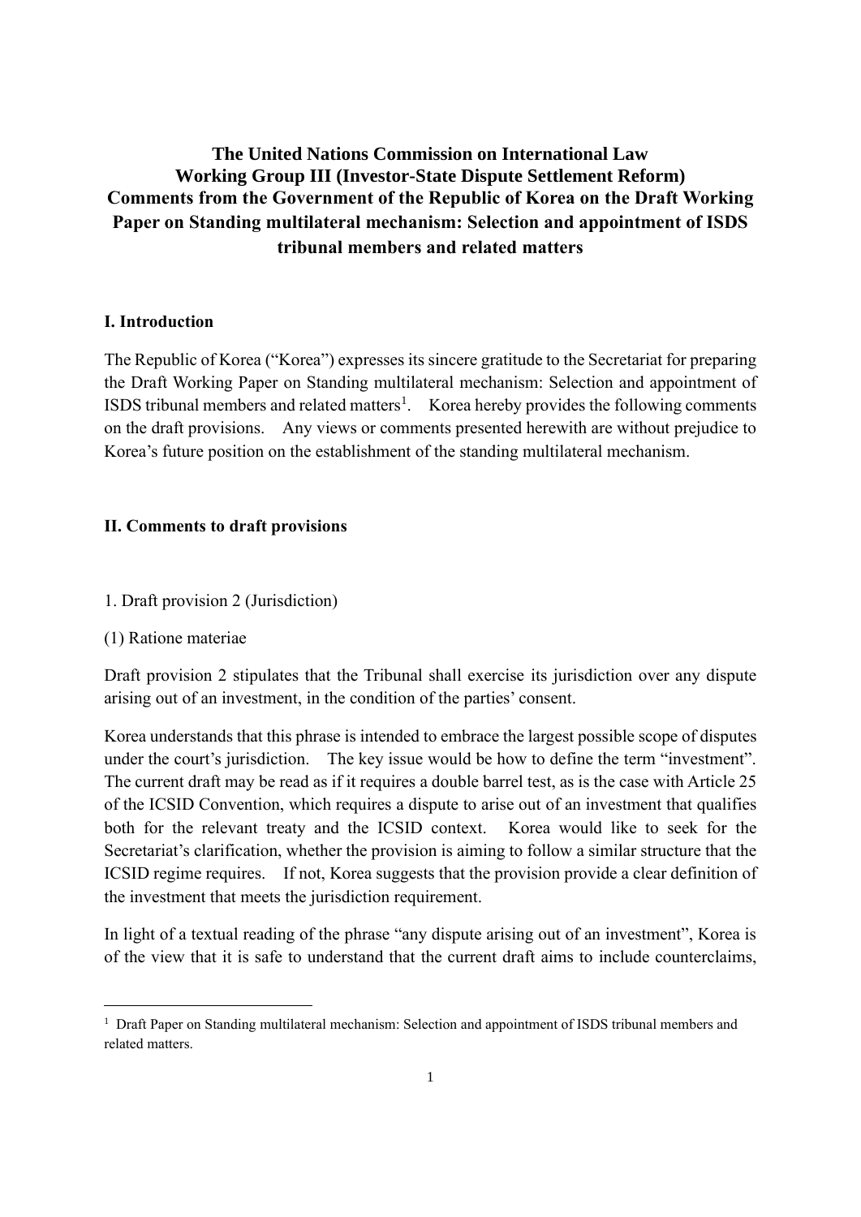# The United Nations Commission on International Law Working Group III (Investor-State Dispute Settlement Reform) Comments from the Government of the Republic of Korea on the Draft Working Paper on Standing multilateral mechanism: Selection and appointment of ISDS tribunal members and related matters

## I. Introduction

The Republic of Korea ("Korea") expresses its sincere gratitude to the Secretariat for preparing the Draft Working Paper on Standing multilateral mechanism: Selection and appointment of ISDS tribunal members and related matters[1]. Korea hereby provides the following comments on the draft provisions. Any views or comments presented herewith are without prejudice to Korea's future position on the establishment of the standing multilateral mechanism.

## II. Comments to draft provisions

1. Draft provision 2 (Jurisdiction)

(1) Ratione materiae

Draft provision 2 stipulates that the Tribunal shall exercise its jurisdiction over any dispute arising out of an investment, in the condition of the parties' consent.

Korea understands that this phrase is intended to embrace the largest possible scope of disputes under the court's jurisdiction. The key issue would be how to define the term "investment". The current draft may be read as if it requires a double barrel test, as is the case with Article 25 of the ICSID Convention, which requires a dispute to arise out of an investment that qualifies both for the relevant treaty and the ICSID context. Korea would like to seek for the Secretariat's clarification, whether the provision is aiming to follow a similar structure that the ICSID regime requires. If not, Korea suggests that the provision provide a clear definition of the investment that meets the jurisdiction requirement.

In light of a textual reading of the phrase "any dispute arising out of an investment", Korea is of the view that it is safe to understand that the current draft aims to include counterclaims,

[1] Draft Paper on Standing multilateral mechanism: Selection and appointment of ISDS tribunal members and related matters.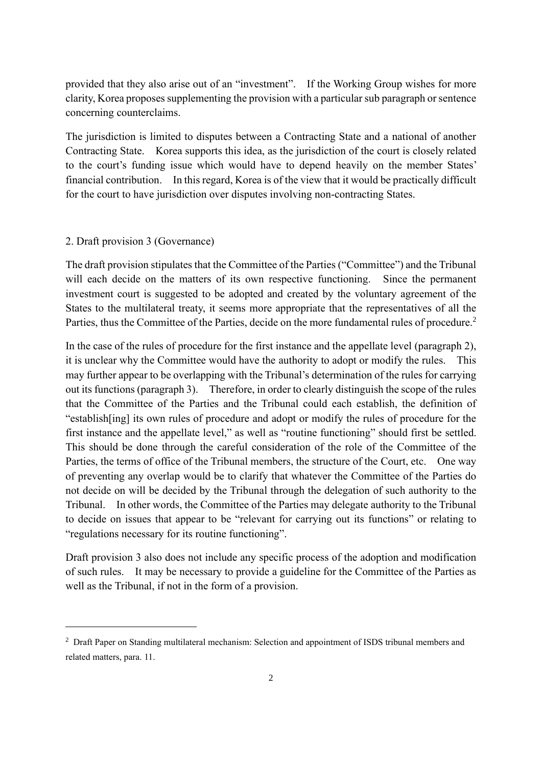provided that they also arise out of an "investment". If the Working Group wishes for more clarity, Korea proposes supplementing the provision with a particular sub paragraph or sentence concerning counterclaims.

The jurisdiction is limited to disputes between a Contracting State and a national of another Contracting State. Korea supports this idea, as the jurisdiction of the court is closely related to the court's funding issue which would have to depend heavily on the member States' financial contribution. In this regard, Korea is of the view that it would be practically difficult for the court to have jurisdiction over disputes involving non-contracting States.

## 2. Draft provision 3 (Governance)

The draft provision stipulates that the Committee of the Parties ("Committee") and the Tribunal will each decide on the matters of its own respective functioning. Since the permanent investment court is suggested to be adopted and created by the voluntary agreement of the States to the multilateral treaty, it seems more appropriate that the representatives of all the Parties, thus the Committee of the Parties, decide on the more fundamental rules of procedure.[2]

In the case of the rules of procedure for the first instance and the appellate level (paragraph 2), it is unclear why the Committee would have the authority to adopt or modify the rules. This may further appear to be overlapping with the Tribunal's determination of the rules for carrying out its functions (paragraph 3). Therefore, in order to clearly distinguish the scope of the rules that the Committee of the Parties and the Tribunal could each establish, the definition of "establish[ing] its own rules of procedure and adopt or modify the rules of procedure for the first instance and the appellate level," as well as "routine functioning" should first be settled. This should be done through the careful consideration of the role of the Committee of the Parties, the terms of office of the Tribunal members, the structure of the Court, etc. One way of preventing any overlap would be to clarify that whatever the Committee of the Parties do not decide on will be decided by the Tribunal through the delegation of such authority to the Tribunal. In other words, the Committee of the Parties may delegate authority to the Tribunal to decide on issues that appear to be "relevant for carrying out its functions" or relating to "regulations necessary for its routine functioning".

Draft provision 3 also does not include any specific process of the adoption and modification of such rules. It may be necessary to provide a guideline for the Committee of the Parties as well as the Tribunal, if not in the form of a provision.

---

[2] Draft Paper on Standing multilateral mechanism: Selection and appointment of ISDS tribunal members and related matters, para. 11.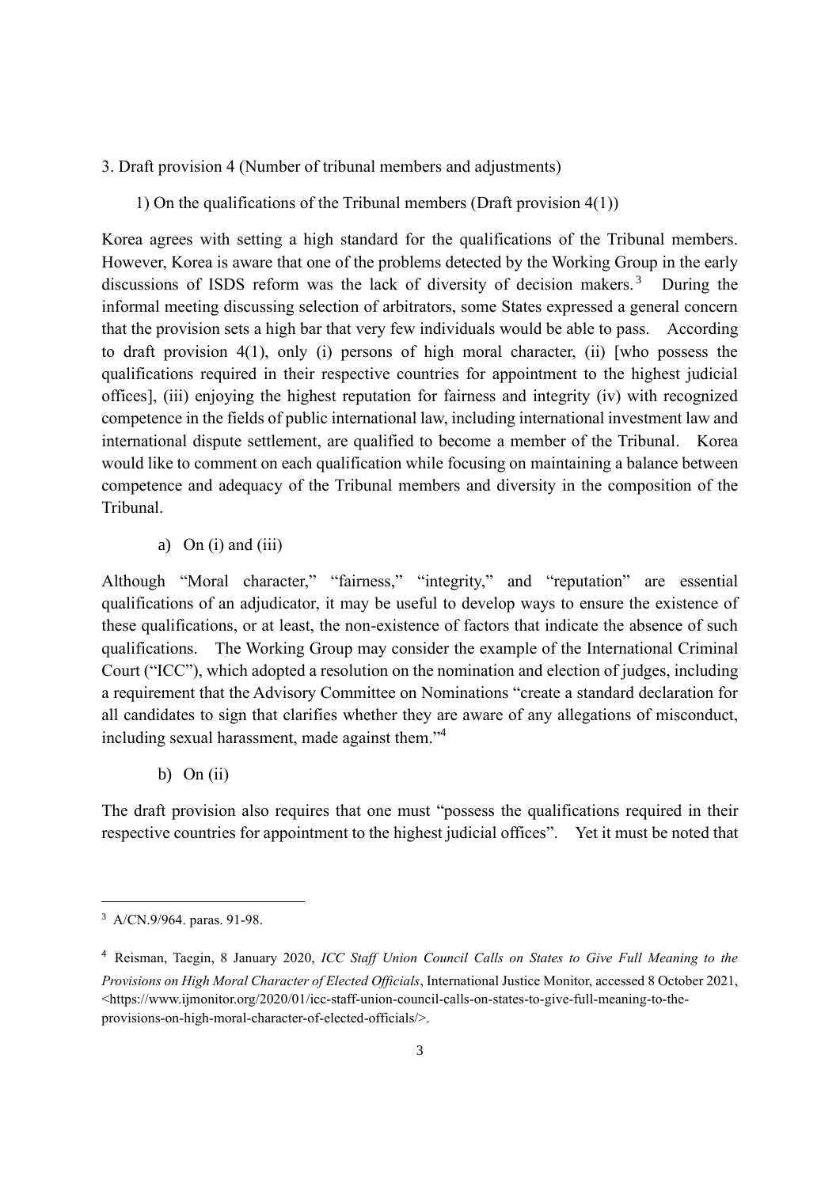3. Draft provision 4 (Number of tribunal members and adjustments)

1) On the qualifications of the Tribunal members (Draft provision 4(1))

Korea agrees with setting a high standard for the qualifications of the Tribunal members. However, Korea is aware that one of the problems detected by the Working Group in the early discussions of ISDS reform was the lack of diversity of decision makers.[3] During the informal meeting discussing selection of arbitrators, some States expressed a general concern that the provision sets a high bar that very few individuals would be able to pass. According to draft provision 4(1), only (i) persons of high moral character, (ii) [who possess the qualifications required in their respective countries for appointment to the highest judicial offices], (iii) enjoying the highest reputation for fairness and integrity (iv) with recognized competence in the fields of public international law, including international investment law and international dispute settlement, are qualified to become a member of the Tribunal. Korea would like to comment on each qualification while focusing on maintaining a balance between competence and adequacy of the Tribunal members and diversity in the composition of the Tribunal.

a) On (i) and (iii)

Although "Moral character," "fairness," "integrity," and "reputation" are essential qualifications of an adjudicator, it may be useful to develop ways to ensure the existence of these qualifications, or at least, the non-existence of factors that indicate the absence of such qualifications. The Working Group may consider the example of the International Criminal Court ("ICC"), which adopted a resolution on the nomination and election of judges, including a requirement that the Advisory Committee on Nominations "create a standard declaration for all candidates to sign that clarifies whether they are aware of any allegations of misconduct, including sexual harassment, made against them."[4]

b) On (ii)

The draft provision also requires that one must "possess the qualifications required in their respective countries for appointment to the highest judicial offices". Yet it must be noted that

---

[3] A/CN.9/964. paras. 91-98.

[4] Reisman, Taegin, 8 January 2020, *ICC Staff Union Council Calls on States to Give Full Meaning to the Provisions on High Moral Character of Elected Officials*, International Justice Monitor, accessed 8 October 2021, <https://www.ijmonitor.org/2020/01/icc-staff-union-council-calls-on-states-to-give-full-meaning-to-the-provisions-on-high-moral-character-of-elected-officials/>.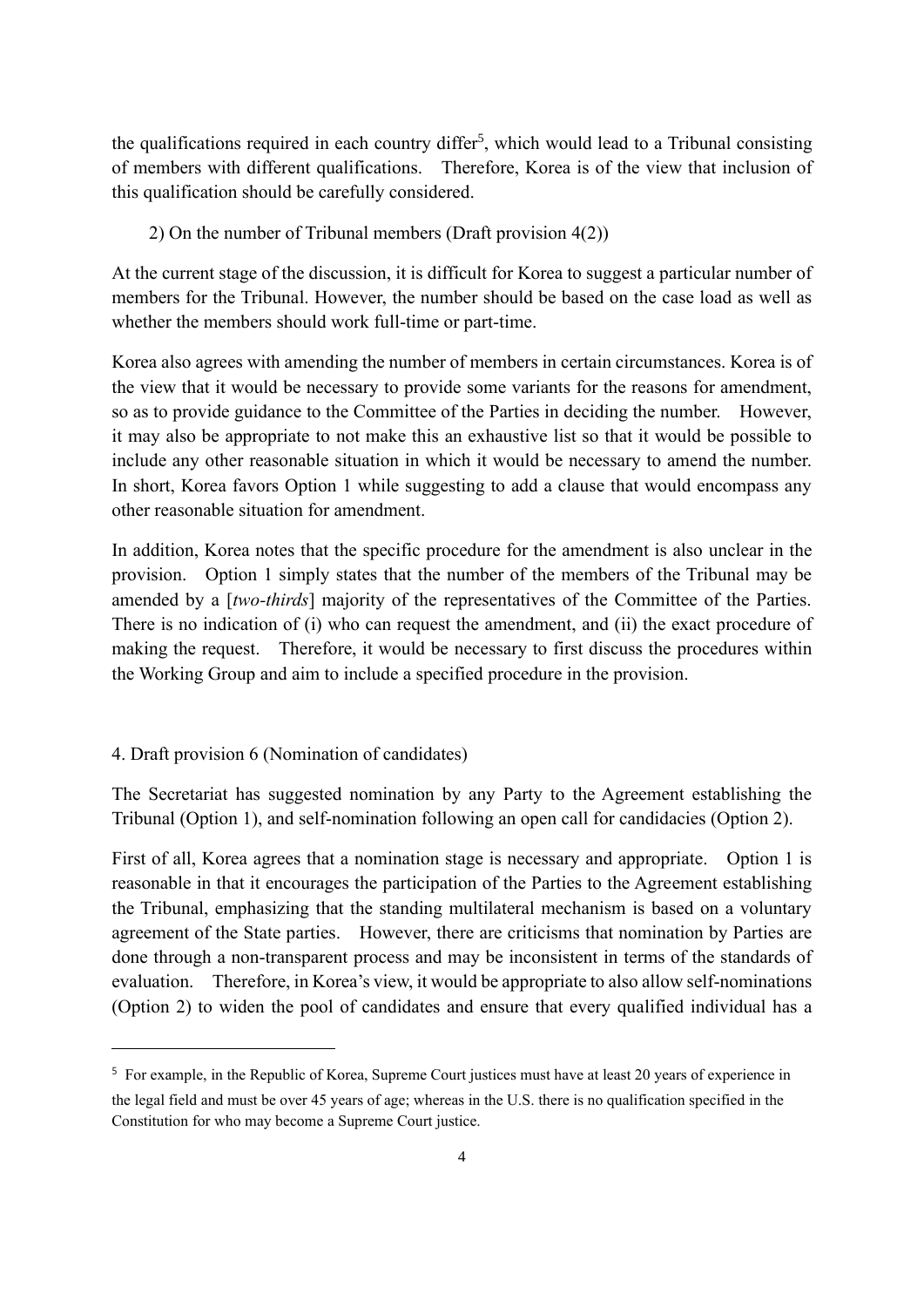the qualifications required in each country differ[5], which would lead to a Tribunal consisting of members with different qualifications. Therefore, Korea is of the view that inclusion of this qualification should be carefully considered.

2) On the number of Tribunal members (Draft provision 4(2))

At the current stage of the discussion, it is difficult for Korea to suggest a particular number of members for the Tribunal. However, the number should be based on the case load as well as whether the members should work full-time or part-time.

Korea also agrees with amending the number of members in certain circumstances. Korea is of the view that it would be necessary to provide some variants for the reasons for amendment, so as to provide guidance to the Committee of the Parties in deciding the number. However, it may also be appropriate to not make this an exhaustive list so that it would be possible to include any other reasonable situation in which it would be necessary to amend the number. In short, Korea favors Option 1 while suggesting to add a clause that would encompass any other reasonable situation for amendment.

In addition, Korea notes that the specific procedure for the amendment is also unclear in the provision. Option 1 simply states that the number of the members of the Tribunal may be amended by a [*two-thirds*] majority of the representatives of the Committee of the Parties. There is no indication of (i) who can request the amendment, and (ii) the exact procedure of making the request. Therefore, it would be necessary to first discuss the procedures within the Working Group and aim to include a specified procedure in the provision.

4. Draft provision 6 (Nomination of candidates)

The Secretariat has suggested nomination by any Party to the Agreement establishing the Tribunal (Option 1), and self-nomination following an open call for candidacies (Option 2).

First of all, Korea agrees that a nomination stage is necessary and appropriate. Option 1 is reasonable in that it encourages the participation of the Parties to the Agreement establishing the Tribunal, emphasizing that the standing multilateral mechanism is based on a voluntary agreement of the State parties. However, there are criticisms that nomination by Parties are done through a non-transparent process and may be inconsistent in terms of the standards of evaluation. Therefore, in Korea's view, it would be appropriate to also allow self-nominations (Option 2) to widen the pool of candidates and ensure that every qualified individual has a

---

[5] For example, in the Republic of Korea, Supreme Court justices must have at least 20 years of experience in the legal field and must be over 45 years of age; whereas in the U.S. there is no qualification specified in the Constitution for who may become a Supreme Court justice.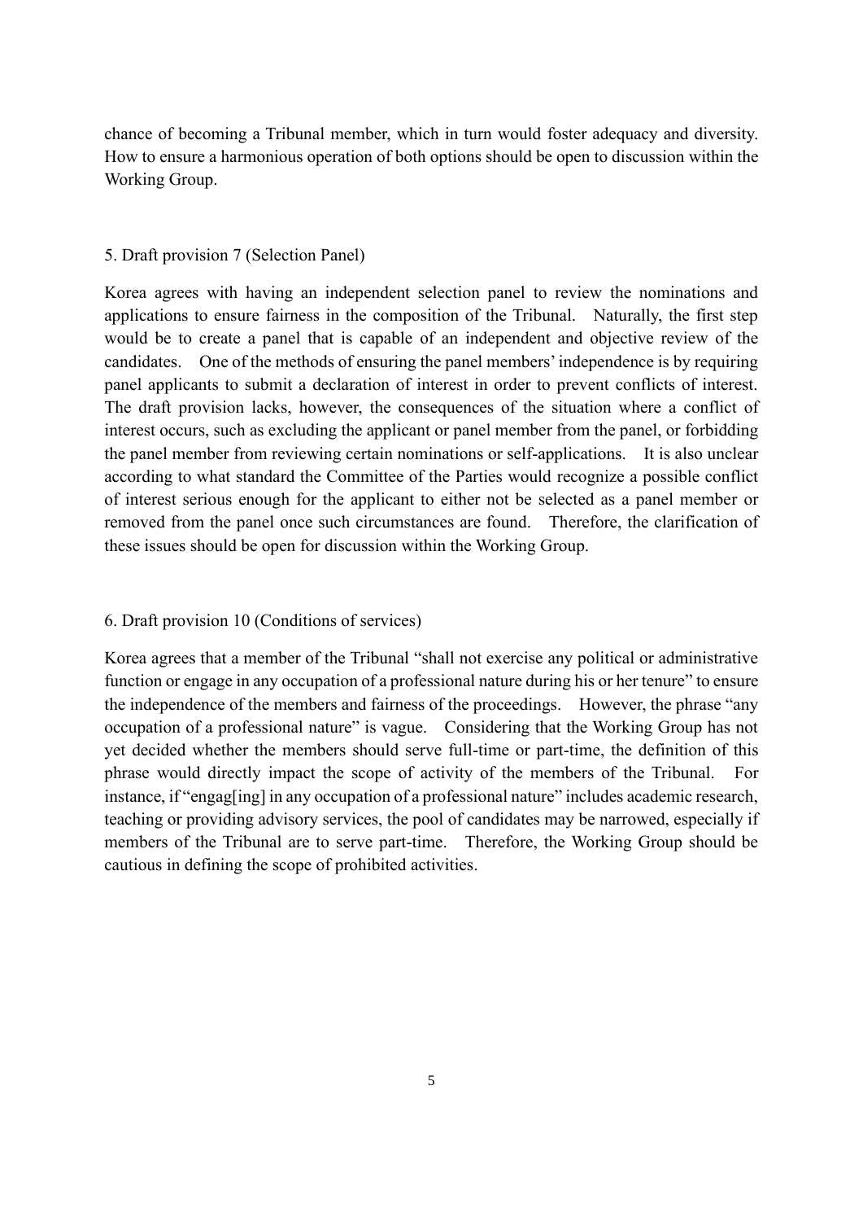chance of becoming a Tribunal member, which in turn would foster adequacy and diversity. How to ensure a harmonious operation of both options should be open to discussion within the Working Group.

5. Draft provision 7 (Selection Panel)

Korea agrees with having an independent selection panel to review the nominations and applications to ensure fairness in the composition of the Tribunal. Naturally, the first step would be to create a panel that is capable of an independent and objective review of the candidates. One of the methods of ensuring the panel members' independence is by requiring panel applicants to submit a declaration of interest in order to prevent conflicts of interest. The draft provision lacks, however, the consequences of the situation where a conflict of interest occurs, such as excluding the applicant or panel member from the panel, or forbidding the panel member from reviewing certain nominations or self-applications. It is also unclear according to what standard the Committee of the Parties would recognize a possible conflict of interest serious enough for the applicant to either not be selected as a panel member or removed from the panel once such circumstances are found. Therefore, the clarification of these issues should be open for discussion within the Working Group.

6. Draft provision 10 (Conditions of services)

Korea agrees that a member of the Tribunal "shall not exercise any political or administrative function or engage in any occupation of a professional nature during his or her tenure" to ensure the independence of the members and fairness of the proceedings. However, the phrase "any occupation of a professional nature" is vague. Considering that the Working Group has not yet decided whether the members should serve full-time or part-time, the definition of this phrase would directly impact the scope of activity of the members of the Tribunal. For instance, if "engag[ing] in any occupation of a professional nature" includes academic research, teaching or providing advisory services, the pool of candidates may be narrowed, especially if members of the Tribunal are to serve part-time. Therefore, the Working Group should be cautious in defining the scope of prohibited activities.